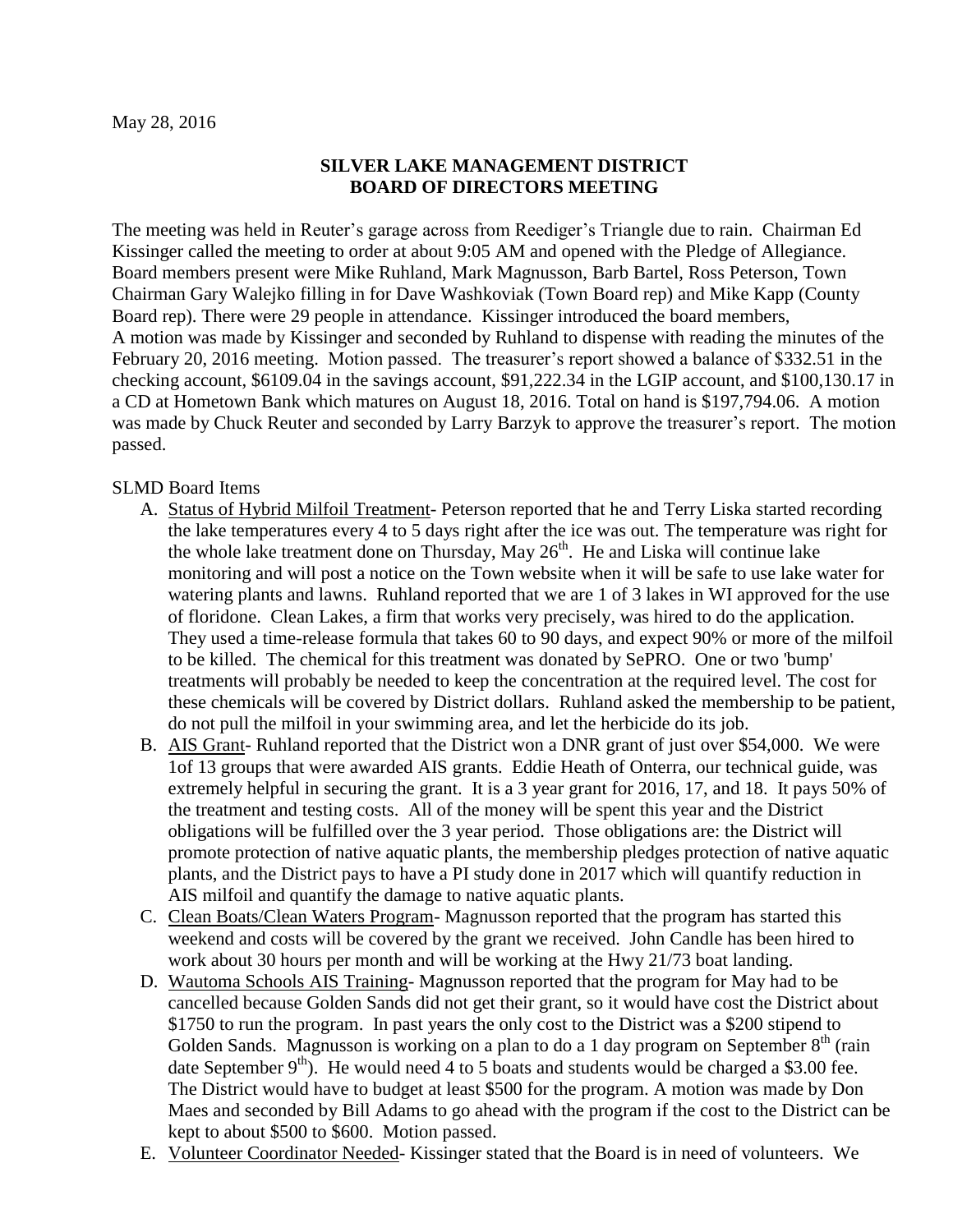May 28, 2016

**SILVER LAKE MANAGEMENT DISTRICT**
**BOARD OF DIRECTORS MEETING**

The meeting was held in Reuter's garage across from Reediger's Triangle due to rain. Chairman Ed Kissinger called the meeting to order at about 9:05 AM and opened with the Pledge of Allegiance. Board members present were Mike Ruhland, Mark Magnusson, Barb Bartel, Ross Peterson, Town Chairman Gary Walejko filling in for Dave Washkoviak (Town Board rep) and Mike Kapp (County Board rep). There were 29 people in attendance. Kissinger introduced the board members,
A motion was made by Kissinger and seconded by Ruhland to dispense with reading the minutes of the February 20, 2016 meeting. Motion passed. The treasurer's report showed a balance of $332.51 in the checking account, $6109.04 in the savings account, $91,222.34 in the LGIP account, and $100,130.17 in a CD at Hometown Bank which matures on August 18, 2016. Total on hand is $197,794.06. A motion was made by Chuck Reuter and seconded by Larry Barzyk to approve the treasurer's report. The motion passed.

SLMD Board Items

A. Status of Hybrid Milfoil Treatment- Peterson reported that he and Terry Liska started recording the lake temperatures every 4 to 5 days right after the ice was out. The temperature was right for the whole lake treatment done on Thursday, May 26th. He and Liska will continue lake monitoring and will post a notice on the Town website when it will be safe to use lake water for watering plants and lawns. Ruhland reported that we are 1 of 3 lakes in WI approved for the use of floridone. Clean Lakes, a firm that works very precisely, was hired to do the application. They used a time-release formula that takes 60 to 90 days, and expect 90% or more of the milfoil to be killed. The chemical for this treatment was donated by SePRO. One or two 'bump' treatments will probably be needed to keep the concentration at the required level. The cost for these chemicals will be covered by District dollars. Ruhland asked the membership to be patient, do not pull the milfoil in your swimming area, and let the herbicide do its job.
B. AIS Grant- Ruhland reported that the District won a DNR grant of just over $54,000. We were 1of 13 groups that were awarded AIS grants. Eddie Heath of Onterra, our technical guide, was extremely helpful in securing the grant. It is a 3 year grant for 2016, 17, and 18. It pays 50% of the treatment and testing costs. All of the money will be spent this year and the District obligations will be fulfilled over the 3 year period. Those obligations are: the District will promote protection of native aquatic plants, the membership pledges protection of native aquatic plants, and the District pays to have a PI study done in 2017 which will quantify reduction in AIS milfoil and quantify the damage to native aquatic plants.
C. Clean Boats/Clean Waters Program- Magnusson reported that the program has started this weekend and costs will be covered by the grant we received. John Candle has been hired to work about 30 hours per month and will be working at the Hwy 21/73 boat landing.
D. Wautoma Schools AIS Training- Magnusson reported that the program for May had to be cancelled because Golden Sands did not get their grant, so it would have cost the District about $1750 to run the program. In past years the only cost to the District was a $200 stipend to Golden Sands. Magnusson is working on a plan to do a 1 day program on September 8th (rain date September 9th). He would need 4 to 5 boats and students would be charged a $3.00 fee. The District would have to budget at least $500 for the program. A motion was made by Don Maes and seconded by Bill Adams to go ahead with the program if the cost to the District can be kept to about $500 to $600. Motion passed.
E. Volunteer Coordinator Needed- Kissinger stated that the Board is in need of volunteers. We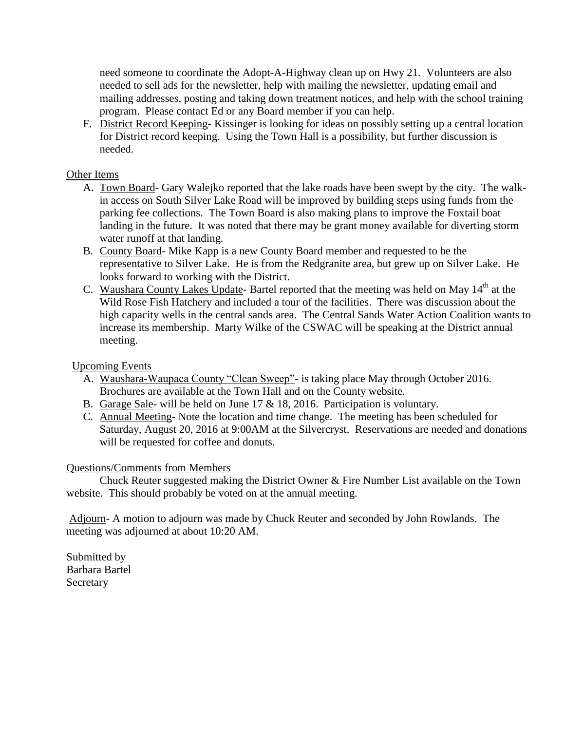need someone to coordinate the Adopt-A-Highway clean up on Hwy 21. Volunteers are also needed to sell ads for the newsletter, help with mailing the newsletter, updating email and mailing addresses, posting and taking down treatment notices, and help with the school training program. Please contact Ed or any Board member if you can help.

F. District Record Keeping- Kissinger is looking for ideas on possibly setting up a central location for District record keeping. Using the Town Hall is a possibility, but further discussion is needed.

Other Items

A. Town Board- Gary Walejko reported that the lake roads have been swept by the city. The walk-in access on South Silver Lake Road will be improved by building steps using funds from the parking fee collections. The Town Board is also making plans to improve the Foxtail boat landing in the future. It was noted that there may be grant money available for diverting storm water runoff at that landing.
B. County Board- Mike Kapp is a new County Board member and requested to be the representative to Silver Lake. He is from the Redgranite area, but grew up on Silver Lake. He looks forward to working with the District.
C. Waushara County Lakes Update- Bartel reported that the meeting was held on May 14th at the Wild Rose Fish Hatchery and included a tour of the facilities. There was discussion about the high capacity wells in the central sands area. The Central Sands Water Action Coalition wants to increase its membership. Marty Wilke of the CSWAC will be speaking at the District annual meeting.

Upcoming Events

A. Waushara-Waupaca County "Clean Sweep"- is taking place May through October 2016. Brochures are available at the Town Hall and on the County website.
B. Garage Sale- will be held on June 17 & 18, 2016. Participation is voluntary.
C. Annual Meeting- Note the location and time change. The meeting has been scheduled for Saturday, August 20, 2016 at 9:00AM at the Silvercryst. Reservations are needed and donations will be requested for coffee and donuts.

Questions/Comments from Members

Chuck Reuter suggested making the District Owner & Fire Number List available on the Town website. This should probably be voted on at the annual meeting.

Adjourn- A motion to adjourn was made by Chuck Reuter and seconded by John Rowlands. The meeting was adjourned at about 10:20 AM.

Submitted by
Barbara Bartel
Secretary